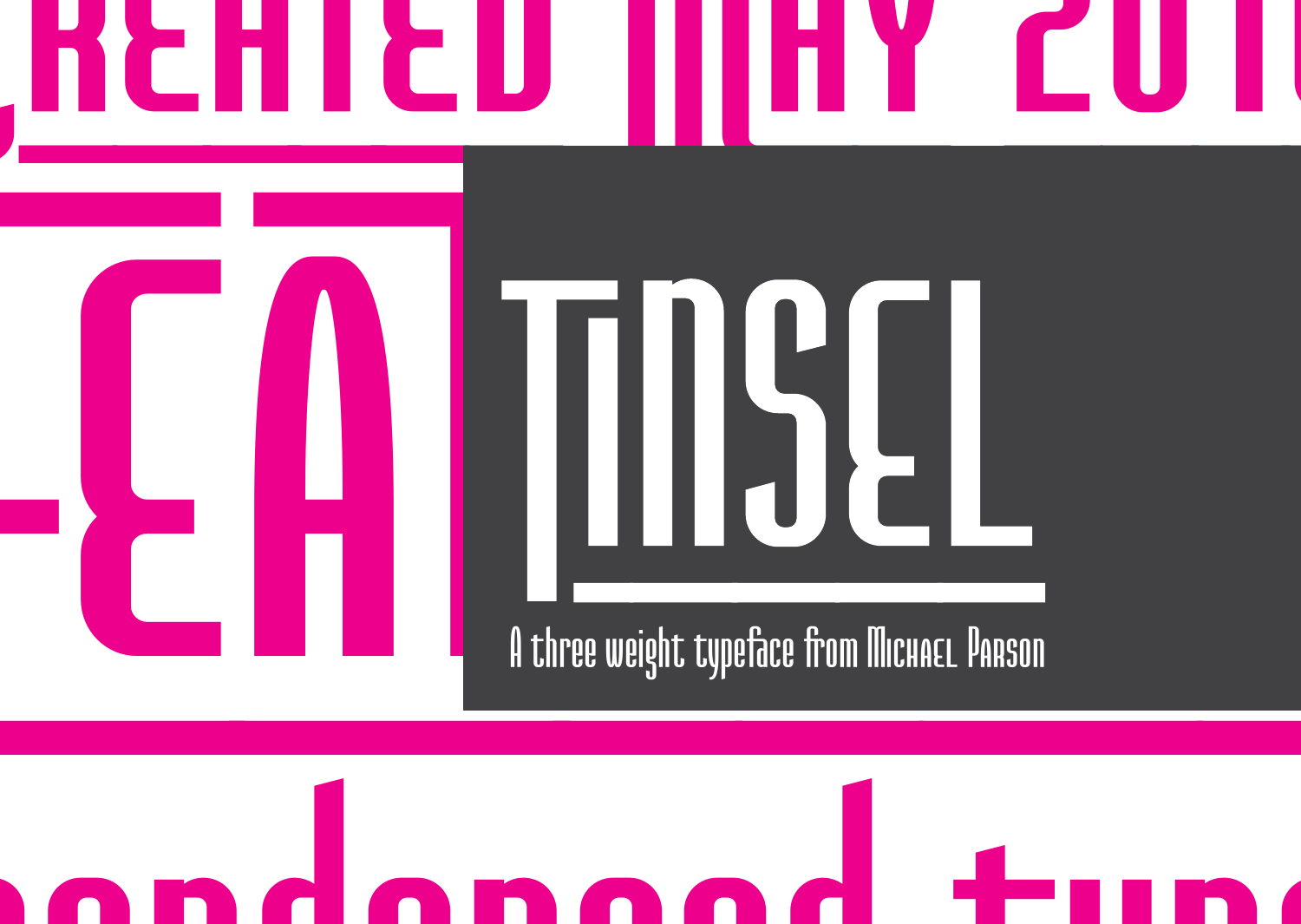CREATED MAY 2010

# TINSEL

A three weight typeface from Michael Parson

condensed type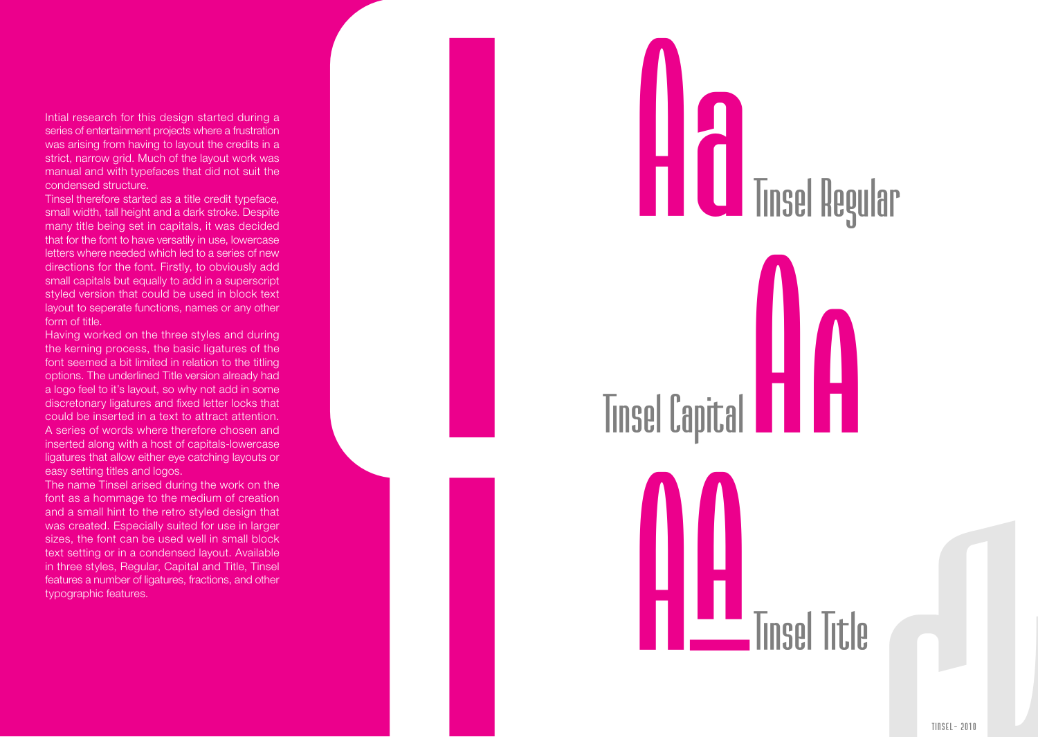Intial research for this design started during a series of entertainment projects where a frustration was arising from having to layout the credits in a strict, narrow grid. Much of the layout work was manual and with typefaces that did not suit the condensed structure.

Tinsel therefore started as a title credit typeface, small width, tall height and a dark stroke. Despite many title being set in capitals, it was decided that for the font to have versatily in use, lowercase letters where needed which led to a series of new directions for the font. Firstly, to obviously add small capitals but equally to add in a superscript styled version that could be used in block text layout to seperate functions, names or any other form of title.

Having worked on the three styles and during the kerning process, the basic ligatures of the font seemed a bit limited in relation to the titling options. The underlined Title version already had a logo feel to it's layout, so why not add in some discretonary ligatures and fixed letter locks that could be inserted in a text to attract attention. A series of words where therefore chosen and inserted along with a host of capitals-lowercase ligatures that allow either eye catching layouts or easy setting titles and logos.

The name Tinsel arised during the work on the font as a hommage to the medium of creation and a small hint to the retro styled design that was created. Especially suited for use in larger sizes, the font can be used well in small block text setting or in a condensed layout. Available in three styles, Regular, Capital and Title, Tinsel features a number of ligatures, fractions, and other typographic features.

Aa Tinsel Regular

Tinsel Capital AA

AA Tinsel Title

TINSEL - 2010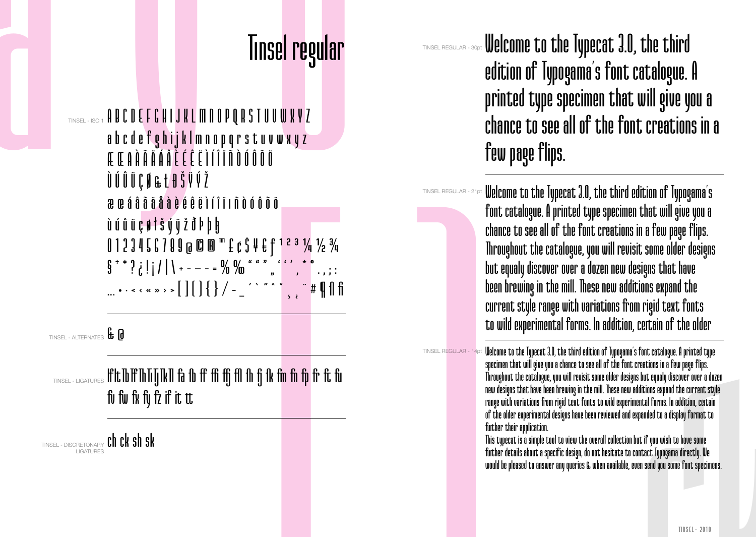# Tinsel regular

TINSEL - ISO 1

A B C D E F G H I J K L M N O P Q R S T U V W X Y Z
a b c d e f g h i j k l m n o p q r s t u v w x y z
Æ Œ A À Ã Ä Á Â Ê É Ê Ë Ì Í Î Ï Ñ Ò Ó Ô Õ Ö
Ù Ú Û Ü Ç Ø & Ł Đ Š Ÿ Ý Ž
æ œ á â ã ä å à è é ê ë ì í î ï ı ñ ò ó ô õ ö
ù ú û ü ç ø ł š ý ÿ ž ð Þ þ ß
0 1 2 3 4 5 6 7 8 9 @ © ® ™ £ ¢ $ ¥ € ƒ ¹ ² ³ ¼ ½ ¾
§ † ‡ ? ¿ ! ¡ / | \ + – — = % ‰ " " " „ ' ' ' ‚ * ° . , ; :
… • · < ‹ « » › > [ ] ( ) { } / - _ ´ ` ˝ ^ ˇ ¸ ˛ ¨ # ¶ fl fi

TINSEL - ALTERNATES & @

TINSEL - LIGATURES lf lt lb lf lh li lj lk ll fa fb ff ffi ffj ffl fh fj fk fm fn fp fr ft fu fv fw fx fy fz if it tt

TINSEL - DISCRETONARY LIGATURES ch ck sh sk

TINSEL REGULAR - 30pt

Welcome to the Typecat 3.0, the third edition of Typogama's font catalogue. A printed type specimen that will give you a chance to see all of the font creations in a few page flips.

TINSEL REGULAR - 21pt

Welcome to the Typecat 3.0, the third edition of Typogama's font catalogue. A printed type specimen that will give you a chance to see all of the font creations in a few page flips. Throughout the catalogue, you will revisit some older designs but equaly discover over a dozen new designs that have been brewing in the mill. These new additions expand the current style range with variations from rigid text fonts to wild experimental forms. In addition, certain of the older

TINSEL REGULAR - 14pt

Welcome to the Typecat 3.0, the third edition of Typogama's font catalogue. A printed type specimen that will give you a chance to see all of the font creations in a few page flips. Throughout the catalogue, you will revisit some older designs but equaly discover over a dozen new designs that have been brewing in the mill. These new additions expand the current style range with variations from rigid text fonts to wild experimental forms. In addition, certain of the older experimental designs have been reviewed and expanded to a display format to further their application.
This typecat is a simple tool to view the overall collection but if you wish to have some further details about a specific design, do not hesitate to contact Typogama directly. We would be pleased to answer any queries & when available, even send you some font specimens.

TINSEL - 2010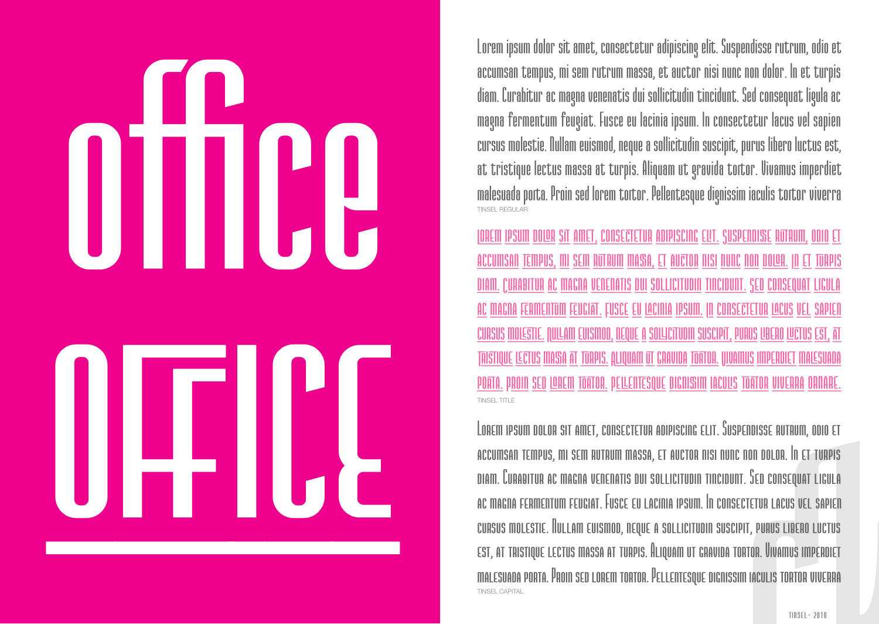# office

# OFFICE

Lorem ipsum dolor sit amet, consectetur adipiscing elit. Suspendisse rutrum, odio et accumsan tempus, mi sem rutrum massa, et auctor nisi nunc non dolor. In et turpis diam. Curabitur ac magna venenatis dui sollicitudin tincidunt. Sed consequat ligula ac magna fermentum feugiat. Fusce eu lacinia ipsum. In consectetur lacus vel sapien cursus molestie. Nullam euismod, neque a sollicitudin suscipit, purus libero luctus est, at tristique lectus massa at turpis. Aliquam ut gravida tortor. Vivamus imperdiet malesuada porta. Proin sed lorem tortor. Pellentesque dignissim iaculis tortor viverra

TINSEL REGULAR

LOREM IPSUM DOLOR SIT AMET, CONSECTETUR ADIPISCING ELIT. SUSPENDISSE RUTRUM, ODIO ET ACCUMSAN TEMPUS, MI SEM RUTRUM MASSA, ET AUCTOR NISI NUNC NON DOLOR. IN ET TURPIS DIAM. CURABITUR AC MAGNA VENENATIS DUI SOLLICITUDIN TINCIDUNT. SED CONSEQUAT LIGULA AC MAGNA FERMENTUM FEUGIAT. FUSCE EU LACINIA IPSUM. IN CONSECTETUR LACUS VEL SAPIEN CURSUS MOLESTIE. NULLAM EUISMOD, NEQUE A SOLLICITUDIN SUSCIPIT, PURUS LIBERO LUCTUS EST, AT TRISTIQUE LECTUS MASA AT TURPIS. ALIQUAM UT GRAVIDA TORTOR. VIVAMUS IMPERDIET MALESUADA PORTA. PROIN SED LOREM TORTOR. PELLENTESQUE DIGNISIM IACULIS TORTOR VIVERRA ORNARE.

TINSEL TITLE

Lorem ipsum dolor sit amet, consectetur adipiscing elit. Suspendisse rutrum, odio et accumsan tempus, mi sem rutrum massa, et auctor nisi nunc non dolor. In et turpis diam. Curabitur ac magna venenatis dui sollicitudin tincidunt. Sed consequat ligula ac magna fermentum feugiat. Fusce eu lacinia ipsum. In consectetur lacus vel sapien cursus molestie. Nullam euismod, neque a sollicitudin suscipit, purus libero luctus est, at tristique lectus massa at turpis. Aliquam ut gravida tortor. Vivamus imperdiet malesuada porta. Proin sed lorem tortor. Pellentesque dignissim iaculis tortor viverra

TINSEL CAPITAL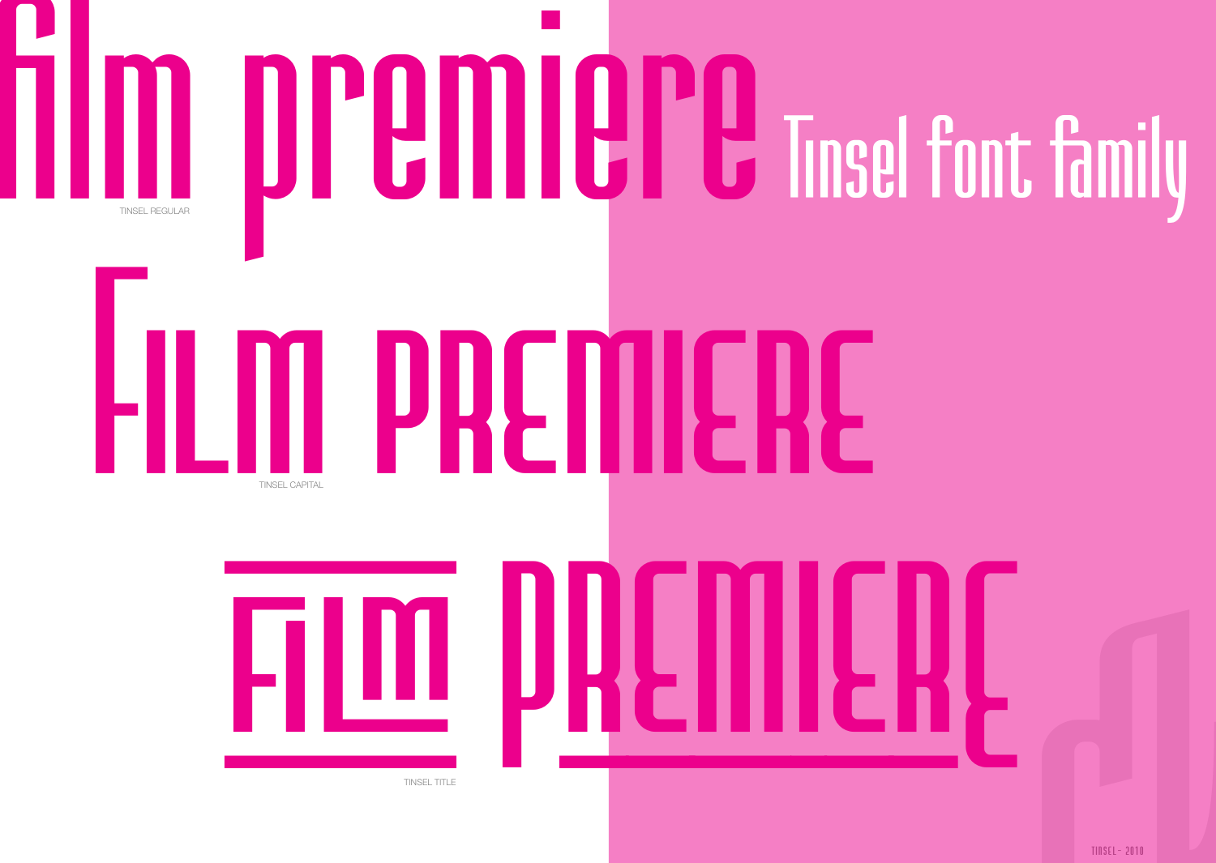film premiere

TINSEL REGULAR

Tinsel font family

FILM PREMIERE

TINSEL CAPITAL

FILM PREMIERE

TINSEL TITLE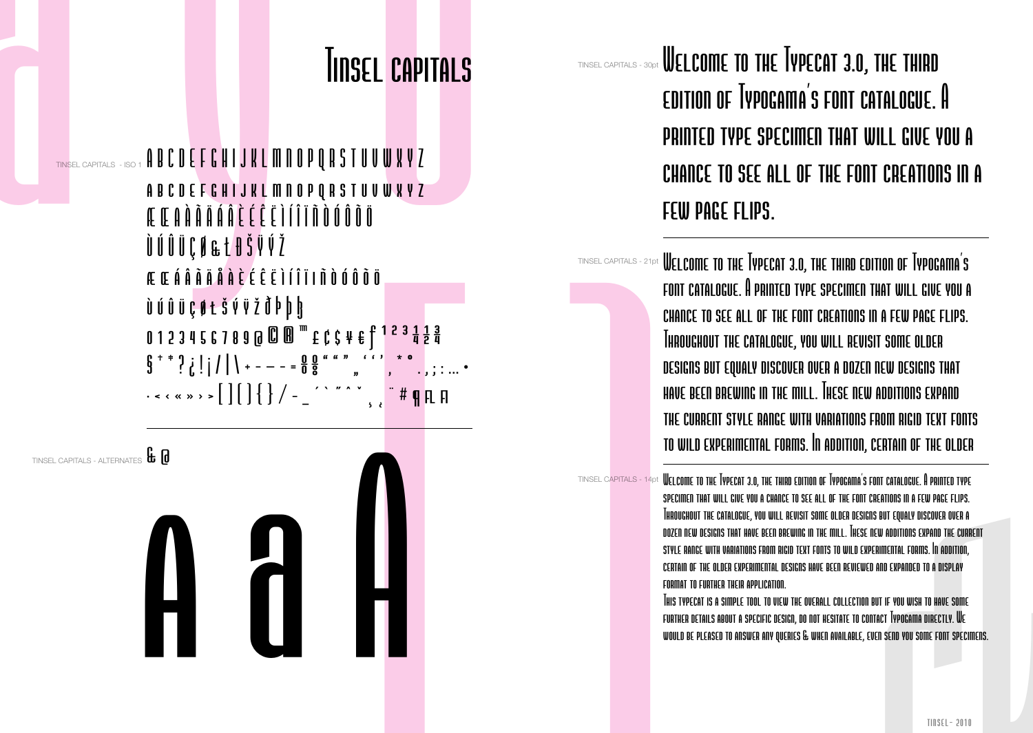# Tinsel capitals

TINSEL CAPITALS - ISO 1

A B C D E F G H I J K L M N O P Q R S T U V W X Y Z

A B C D E F G H I J K L M N O P Q R S T U V W X Y Z

Æ Œ A À Ã Ä Á Â Å È É Ê Ë Ì Í Î Ï Ñ Ò Ó Ô Õ Ö

Ù Ú Û Ü Ç Ø & Ł Ð Š Ý Ÿ Ž

Æ Œ Á Â Ä À Ã Å À È É Ê Ë Ì Í Î Ï I Ñ Ò Ó Ô Õ Ö

Ù Ú Û Ü Ç Ø Ł Š Ý Ÿ Ž Ð Þ þ ß

0 1 2 3 4 5 6 7 8 9 @ © ® ™ £ ¢ $ ¥ € ƒ ¹ ² ³ ¼ ½ ¾

§ † ‡ ? ¿ ! ¡ / | \ + - – — = ª º ° " " " „ ' ' ' ‚ * º . , ; : … •

· < ‹ « » › > [ ] ( ) { } / - _ ´ ` ˝ ˆ ˇ ¸ ˛ ¨ # ¶ fl fi

TINSEL CAPITALS - ALTERNATES & @

A a A

TINSEL CAPITALS - 30pt

Welcome to the Typecat 3.0, the third edition of Typogama's font catalogue. A printed type specimen that will give you a chance to see all of the font creations in a few page flips.

TINSEL CAPITALS - 21pt

Welcome to the Typecat 3.0, the third edition of Typogama's font catalogue. A printed type specimen that will give you a chance to see all of the font creations in a few page flips. Throughout the catalogue, you will revisit some older designs but equaly discover over a dozen new designs that have been brewing in the mill. These new additions expand the current style range with variations from rigid text fonts to wild experimental forms. In addition, certain of the older

TINSEL CAPITALS - 14pt

Welcome to the Typecat 3.0, the third edition of Typogama's font catalogue. A printed type specimen that will give you a chance to see all of the font creations in a few page flips. Throughout the catalogue, you will revisit some older designs but equaly discover over a dozen new designs that have been brewing in the mill. These new additions expand the current style range with variations from rigid text fonts to wild experimental forms. In addition, certain of the older experimental designs have been reviewed and expanded to a display format to further their application.

This typecat is a simple tool to view the overall collection but if you wish to have some further details about a specific design, do not hesitate to contact Typogama directly. We would be pleased to answer any queries & when available, even send you some font specimens.

TINSEL - 2010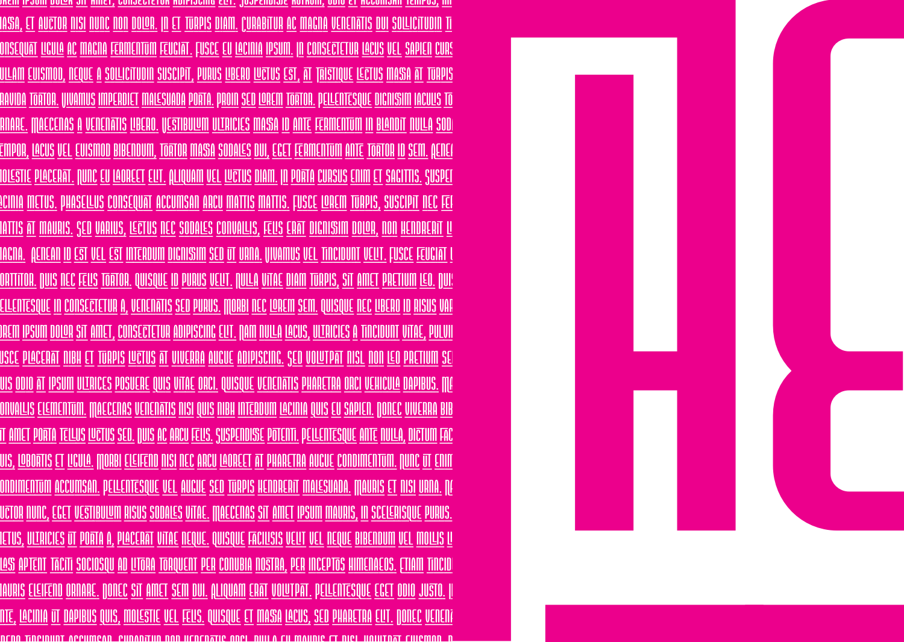REM IPSUM DOLOR SIT AMET, CONSECTETUR ADIPISCING ELIT. SUSPENDISSE RUTRUM, ODIO ET ACCUMSAN TEMPUS, IN
MASA, ET AUCTOR NISI NUNC NON DOLOR. IN ET TURPIS DIAM. CURABITUR AC MAGNA VENENATIS DUI SOLLICITUDIN TI
ONSEQUAT LIGULA AC MAGNA FERMENTUM FEUGIAT. FUSCE EU LACINIA IPSUM. IN CONSECTETUR LACUS VEL SAPIEN CURS
ULLAM EUISMOD, NEQUE A SOLLICITUDIN SUSCIPIT, PURUS LIBERO LUCTUS EST, AT TRISTIQUE LECTUS MASA AT TURPIS
RAVIDA TORTOR. VIVAMUS IMPERDIET MALESUADA PORTA. PROIN SED LOREM TORTOR. PELLENTESQUE DIGNISIM IACULIS TO
RNARE. MAECENAS A VENENATIS LIBERO. VESTIBULUM ULTRICIES MASA ID ANTE FERMENTUM IN BLANDIT NULLA SOD
EMPOR, LACUS VEL EUISMOD BIBENDUM, TORTOR MASA SODALES DUI, EGET FERMENTUM ANTE TORTOR ID SEM. AENE
MOLESTIE PLACERAT. NUNC EU LAOREET ELIT. ALIQUAM VEL LUCTUS DIAM. IN PORTA CURSUS ENIM ET SAGITTIS. SUSPE
ACINIA METUS. PHASELLUS CONSEQUAT ACCUMSAN ARCU MATTIS MATTIS. FUSCE LOREM TURPIS, SUSCIPIT NEC FE
MATTIS AT MAURIS. SED VARIUS, LECTUS NEC SODALES CONVALLIS, FELIS ERAT DIGNISIM DOLOR, NON HENDRERIT LI
MAGNA. AENEAN ID EST VEL EST INTERDUM DIGNISIM SED UT URNA. VIVAMUS VEL TINCIDUNT VELIT. FUSCE FEUGIAT L
ORTTITOR. DUIS NEC FELIS TORTOR. QUISQUE ID PURUS VELIT. NULLA VITAE DIAM TURPIS, SIT AMET PRETIUM LEO. DUI
ELLENTESQUE IN CONSECTETUR A, VENENATIS SED PURUS. MORBI NEC LOREM SEM. QUISQUE NEC LIBERO ID RISUS VAR
OREM IPSUM DOLOR SIT AMET, CONSECTETUR ADIPISCING ELIT. NAM NULLA LACUS, ULTRICIES A TINCIDUNT VITAE, PULVI
USCE PLACERAT NIBH ET TURPIS LUCTUS AT VIVERRA AUGUE ADIPISCING. SED VOLUTPAT NISL NON LEO PRETIUM SE
UIS ODIO AT IPSUM ULTRICES POSUERE QUIS VITAE ORCI. QUISQUE VENENATIS PHARETRA ORCI VEHICULA DAPIBUS. MA
ONVALLIS ELEMENTUM. MAECENAS VENENATIS NISI QUIS NIBH INTERDUM LACINIA QUIS EU SAPIEN. DONEC VIVERRA BIB
IT AMET PORTA TELLUS LUCTUS SED. DUIS AC ARCU FELIS. SUSPENDISSE POTENTI. PELLENTESQUE ANTE NULLA, DICTUM FAC
UIS, LOBORTIS ET LIGULA. MORBI ELEIFEND NISI NEC ARCU LAOREET AT PHARETRA AUGUE CONDIMENTUM. NUNC UT ENIM
ONDIMENTUM ACCUMSAN. PELLENTESQUE VEL AUGUE SED TURPIS HENDRERIT MALESUADA. MAURIS ET NISI URNA. N
UCTOR NUNC, EGET VESTIBULUM RISUS SODALES VITAE. MAECENAS SIT AMET IPSUM MAURIS, IN SCELERISQUE PURUS.
METUS, ULTRICIES UT PORTA A, PLACERAT VITAE NEQUE. QUISQUE FACILISIS VELIT VEL NEQUE BIBENDUM VEL MOLLIS L
LASS APTENT TACITI SOCIOSQU AD LITORA TORQUENT PER CONUBIA NOSTRA, PER INCEPTOS HIMENAEOS. ETIAM TINCID
MAURIS ELEIFEND ORNARE. DONEC SIT AMET SEM DUI. ALIQUAM ERAT VOLUTPAT. PELLENTESQUE EGET ODIO JUSTO. I
NTE, LACINIA UT DAPIBUS QUIS, MOLESTIE VEL FELIS. QUISQUE ET MASA LACUS, SED PHARETRA ELIT. DONEC VENEN
NEAN TINCIDUNT ACCUMSAN. CURABITUR NON VENENATIS ORCI. NULLA EU MAURIS ET NISL VOLUTPAT EUISMOD. P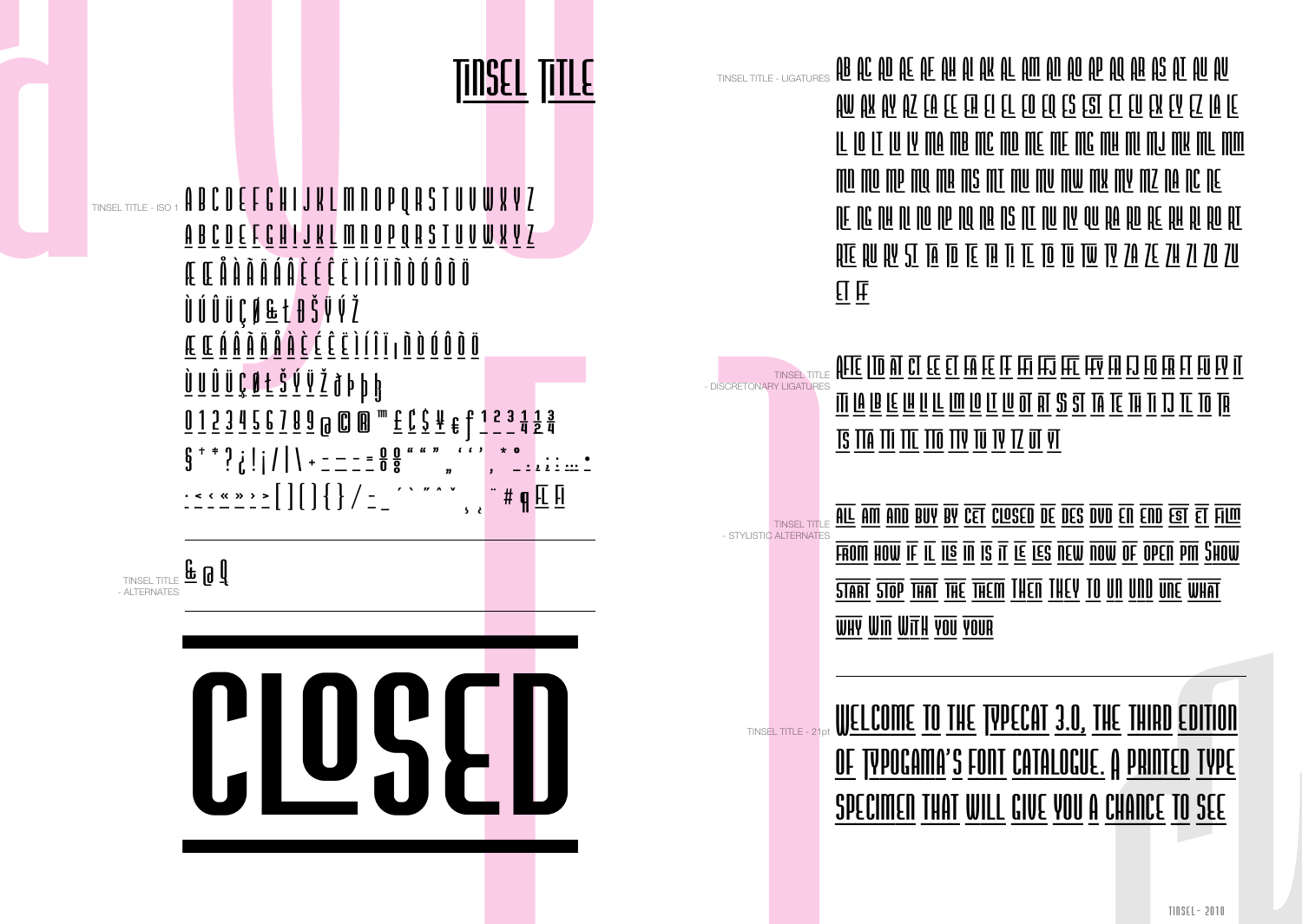# TINSEL TITLE

TINSEL TITLE - ISO 1

A B C D E F G H I J K L M N O P Q R S T U V W X Y Z

A B C D E F G H I J K L M N O P Q R S T U V W X Y Z

Æ Œ Å À Ã Ä Á Â È É Ê Ë Ì Í Î Ï Ñ Ò Ó Ô Õ Ö

Ù Ú Û Ü Ç Ø & Ł Đ Š Ÿ Ý Ž

Æ Œ Á Â Ã Ä Å À È É Ê Ë Ì Í Î Ï ı Ñ Ò Ó Ô Õ Ö

Ù Ú Û Ü Ç Ø Ł Š Ý Ÿ Ž ð Þ þ ß

0 1 2 3 4 5 6 7 8 9 @ © ® ™ £ ¢ $ ¥ € ƒ ¹ ² ³ ¼ ½ ¾

§ † ‡ ? ¿ ! ¡ / | \ + - = ÷ ± ° ª º " " " „ ' ' ' ‚ * • . , ; : …

: < ‹ « » › > [ ] ( ) { } / - _ ´ ` ˝ ˆ ˇ ¸ ˛ ¨ # ¶

TINSEL TITLE - ALTERNATES

& @ Q

CLOSED

TINSEL TITLE - LIGATURES

AB AC AD AE AF AH AI AK AL AM AN AO AP AQ AR AS AT AU AV AW AX AY AZ EA EE EH EI EL EO EQ ES EST ET EU EX EY EZ IA IE IL IO IT IU IY MA MB MC MD ME MF MG MH MI MJ MK ML MM MN MO MP MQ MR MS MT MU MV MW MX MY MZ NA NC NE NF NG NH NI NO NP NQ NR NS NT NU NY QU RA RD RE RH RI RO RT RTE RU RY ST TA TD TE TH TI TL TO TU TW TY ZA ZE ZH ZI ZO ZU ET FF

TINSEL TITLE - DISCRETONARY LIGATURES

AFE LID AT CT EE ET FA FE FF FH FJ FL FY FI FJ FO FR FT FU FY IT IT LA LB LE LH LI LL LM LO LT LU OT RT SS ST TA TE TH TI TJ TL TO TR TS TTA TT TTL TTO TTY TU TY TZ UT YT

TINSEL TITLE - STYLISTIC ALTERNATES

ALL AM AND BUY BY CET CLOSED DE DES DVD EN END EST ET FILM FROM HOW IF IL ILS IN IS IT LE LES NEW NOW OF OPEN PM SHOW START STOP THAT THE THEM THEN THEY TO UN UND UNE WHAT WHY WIN WITH YOU YOUR

TINSEL TITLE - 21pt

WELCOME TO THE TYPECAT 3.0, THE THIRD EDITION OF TYPOGAMA'S FONT CATALOGUE. A PRINTED TYPE SPECIMEN THAT WILL GIVE YOU A CHANCE TO SEE

TINSEL - 2010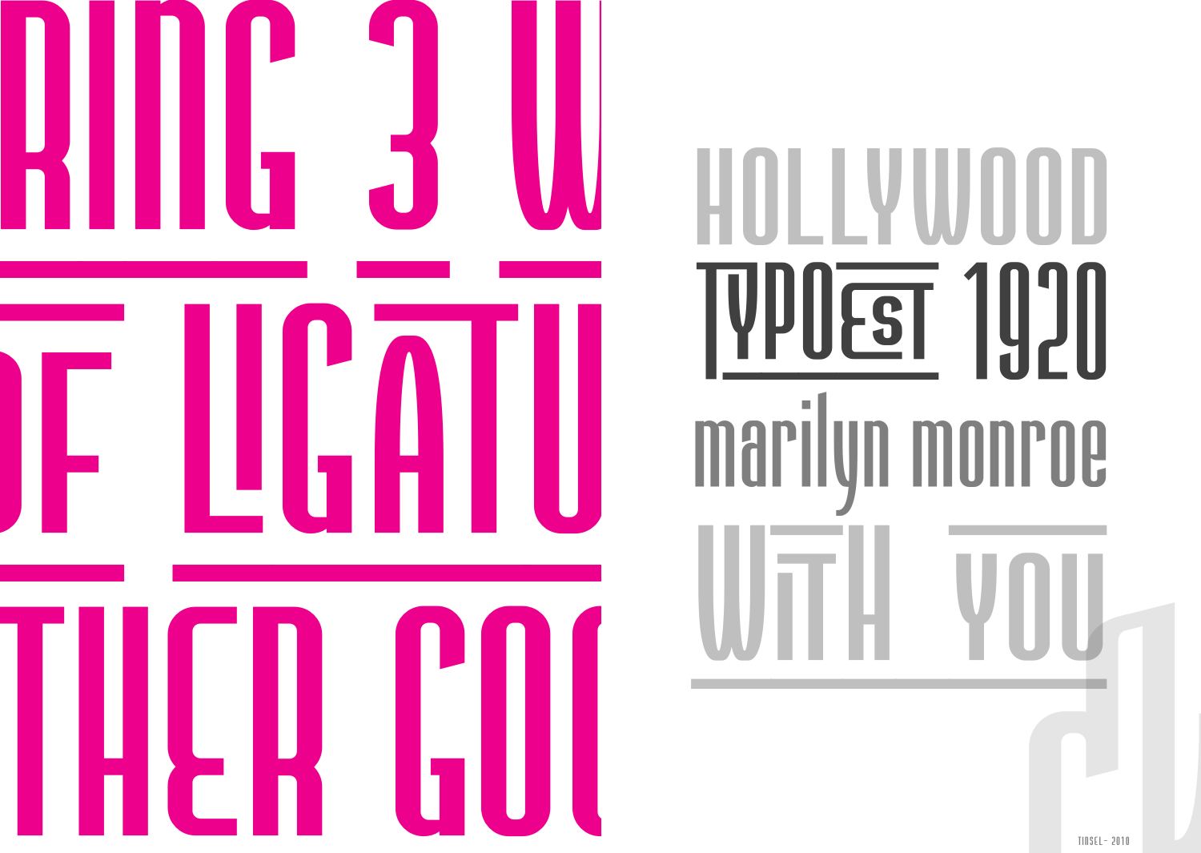RING 3 W

OF LIGATU

THER GOO

HOLLYWOOD

TYPO EST 1920

marilyn monroe

WITH YOU

TINSEL - 2010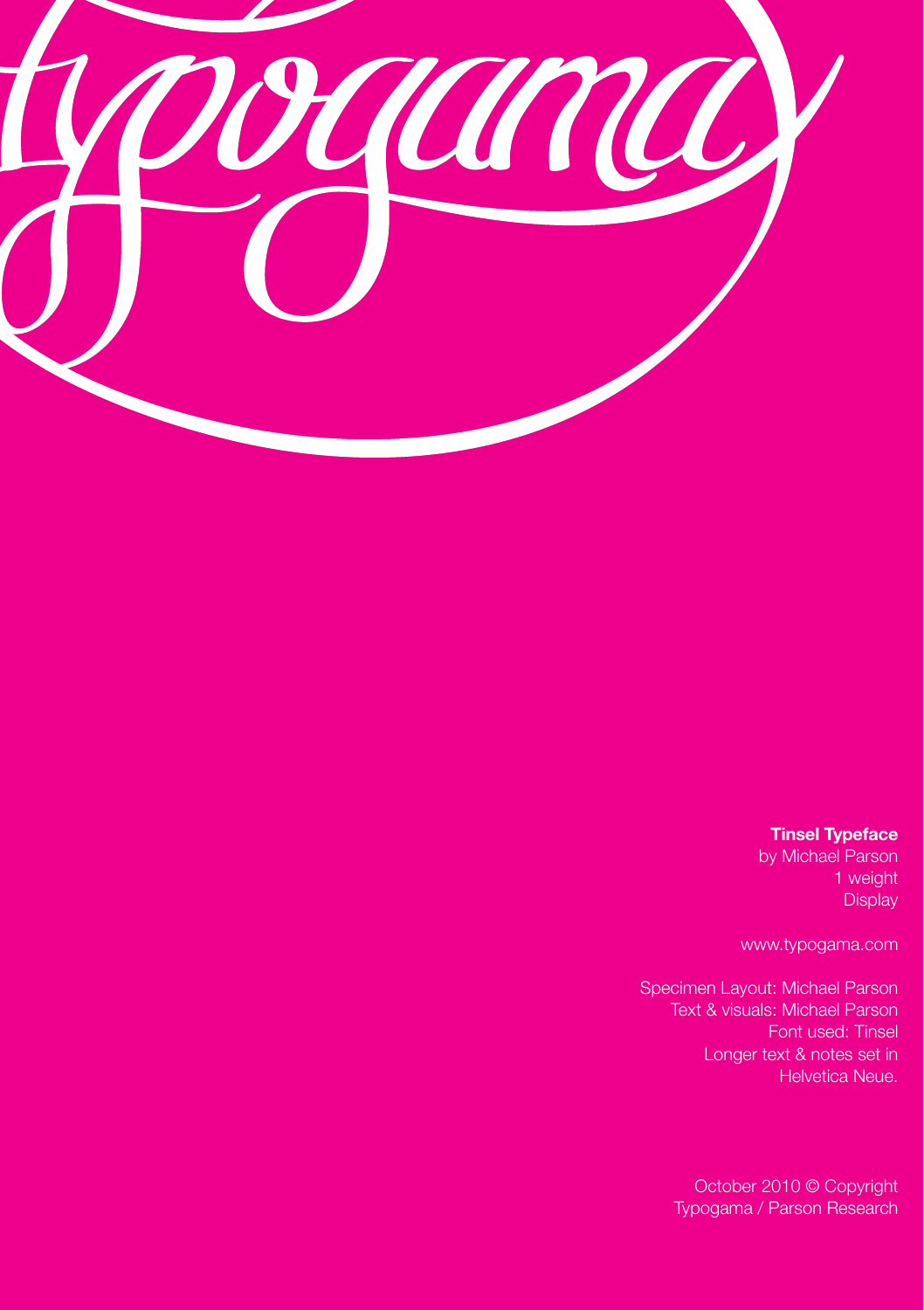typogama

**Tinsel Typeface**
by Michael Parson
1 weight
Display

www.typogama.com

Specimen Layout: Michael Parson
Text & visuals: Michael Parson
Font used: Tinsel
Longer text & notes set in
Helvetica Neue.

October 2010 © Copyright
Typogama / Parson Research